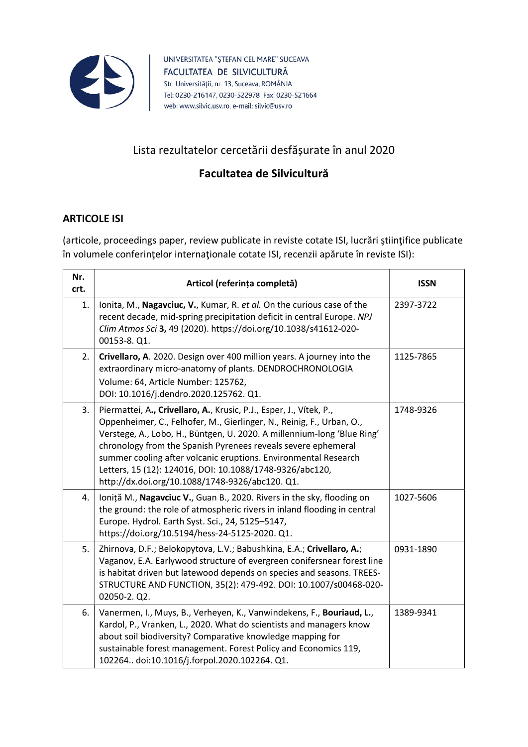UNIVERSITATEA "ŞTEFAN CEL MARE" SUCEAVA
FACULTATEA DE SILVICULTURĂ
Str. Universităţii, nr. 13, Suceava, ROMÂNIA
Tel: 0230-216147, 0230-522978 Fax: 0230-521664
web: www.silvic.usv.ro, e-mail: silvic@usv.ro

# Lista rezultatelor cercetării desfășurate în anul 2020

## Facultatea de Silvicultură

### ARTICOLE ISI

(articole, proceedings paper, review publicate in reviste cotate ISI, lucrări ştiinţifice publicate în volumele conferinţelor internaţionale cotate ISI, recenzii apărute în reviste ISI):

| Nr. crt. | Articol (referința completă) | ISSN |
|---|---|---|
| 1. | Ionita, M., **Nagavciuc, V.**, Kumar, R. *et al.* On the curious case of the recent decade, mid-spring precipitation deficit in central Europe. *NPJ Clim Atmos Sci* **3,** 49 (2020). https://doi.org/10.1038/s41612-020-00153-8. Q1. | 2397-3722 |
| 2. | **Crivellaro, A**. 2020. Design over 400 million years. A journey into the extraordinary micro-anatomy of plants. DENDROCHRONOLOGIA Volume: 64, Article Number: 125762, DOI: 10.1016/j.dendro.2020.125762. Q1. | 1125-7865 |
| 3. | Piermattei, A**., Crivellaro, A.**, Krusic, P.J., Esper, J., Vítek, P., Oppenheimer, C., Felhofer, M., Gierlinger, N., Reinig, F., Urban, O., Verstege, A., Lobo, H., Büntgen, U. 2020. A millennium-long 'Blue Ring' chronology from the Spanish Pyrenees reveals severe ephemeral summer cooling after volcanic eruptions. Environmental Research Letters, 15 (12): 124016, DOI: 10.1088/1748-9326/abc120, http://dx.doi.org/10.1088/1748-9326/abc120. Q1. | 1748-9326 |
| 4. | Ioniță M., **Nagavciuc V.**, Guan B., 2020. Rivers in the sky, flooding on the ground: the role of atmospheric rivers in inland flooding in central Europe. Hydrol. Earth Syst. Sci., 24, 5125–5147, https://doi.org/10.5194/hess-24-5125-2020. Q1. | 1027-5606 |
| 5. | Zhirnova, D.F.; Belokopytova, L.V.; Babushkina, E.A.; **Crivellaro, A.**; Vaganov, E.A. Earlywood structure of evergreen conifersnear forest line is habitat driven but latewood depends on species and seasons. TREES-STRUCTURE AND FUNCTION, 35(2): 479-492. DOI: 10.1007/s00468-020-02050-2. Q2. | 0931-1890 |
| 6. | Vanermen, I., Muys, B., Verheyen, K., Vanwindekens, F., **Bouriaud, L.**, Kardol, P., Vranken, L., 2020. What do scientists and managers know about soil biodiversity? Comparative knowledge mapping for sustainable forest management. Forest Policy and Economics 119, 102264.. doi:10.1016/j.forpol.2020.102264. Q1. | 1389-9341 |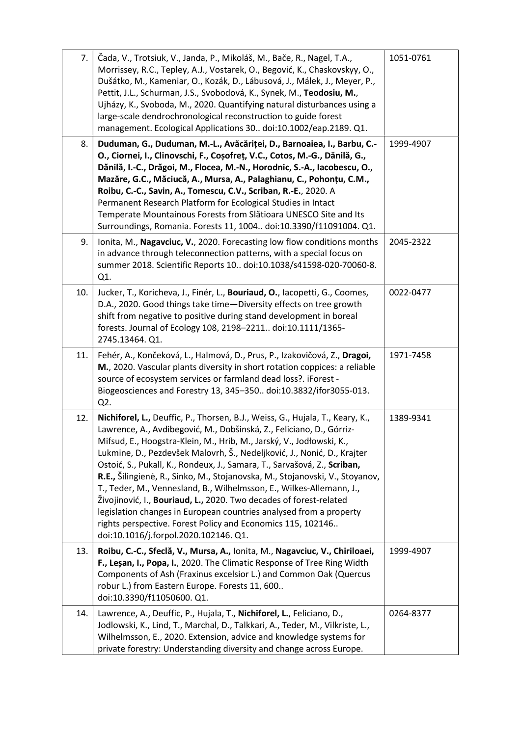| | | |
|---|---|---|
| 7. | Čada, V., Trotsiuk, V., Janda, P., Mikoláš, M., Bače, R., Nagel, T.A., Morrissey, R.C., Tepley, A.J., Vostarek, O., Begović, K., Chaskovskyy, O., Dušátko, M., Kameniar, O., Kozák, D., Lábusová, J., Málek, J., Meyer, P., Pettit, J.L., Schurman, J.S., Svobodová, K., Synek, M., **Teodosiu, M.**, Ujházy, K., Svoboda, M., 2020. Quantifying natural disturbances using a large-scale dendrochronological reconstruction to guide forest management. Ecological Applications 30.. doi:10.1002/eap.2189. Q1. | 1051-0761 |
| 8. | **Duduman, G., Duduman, M.-L., Avăcăriței, D., Barnoaiea, I., Barbu, C.-O., Ciornei, I., Clinovschi, F., Coșofreț, V.C., Cotos, M.-G., Dănilă, G., Dănilă, I.-C., Drăgoi, M., Flocea, M.-N., Horodnic, S.-A., Iacobescu, O., Mazăre, G.C., Măciucă, A., Mursa, A., Palaghianu, C., Pohonțu, C.M., Roibu, C.-C., Savin, A., Tomescu, C.V., Scriban, R.-E.**, 2020. A Permanent Research Platform for Ecological Studies in Intact Temperate Mountainous Forests from Slătioara UNESCO Site and Its Surroundings, Romania. Forests 11, 1004.. doi:10.3390/f11091004. Q1. | 1999-4907 |
| 9. | Ionita, M., **Nagavciuc, V.**, 2020. Forecasting low flow conditions months in advance through teleconnection patterns, with a special focus on summer 2018. Scientific Reports 10.. doi:10.1038/s41598-020-70060-8. Q1. | 2045-2322 |
| 10. | Jucker, T., Koricheva, J., Finér, L., **Bouriaud, O.**, Iacopetti, G., Coomes, D.A., 2020. Good things take time—Diversity effects on tree growth shift from negative to positive during stand development in boreal forests. Journal of Ecology 108, 2198–2211.. doi:10.1111/1365-2745.13464. Q1. | 0022-0477 |
| 11. | Fehér, A., Končeková, L., Halmová, D., Prus, P., Izakovičová, Z., **Dragoi, M.**, 2020. Vascular plants diversity in short rotation coppices: a reliable source of ecosystem services or farmland dead loss?. iForest - Biogeosciences and Forestry 13, 345–350.. doi:10.3832/ifor3055-013. Q2. | 1971-7458 |
| 12. | **Nichiforel, L.,** Deuffic, P., Thorsen, B.J., Weiss, G., Hujala, T., Keary, K., Lawrence, A., Avdibegović, M., Dobšinská, Z., Feliciano, D., Górriz-Mifsud, E., Hoogstra-Klein, M., Hrib, M., Jarský, V., Jodłowski, K., Lukmine, D., Pezdevšek Malovrh, Š., Nedeljković, J., Nonić, D., Krajter Ostoić, S., Pukall, K., Rondeux, J., Samara, T., Sarvašová, Z., **Scriban, R.E.,** Šilingienė, R., Sinko, M., Stojanovska, M., Stojanovski, V., Stoyanov, T., Teder, M., Vennesland, B., Wilhelmsson, E., Wilkes-Allemann, J., Živojinović, I., **Bouriaud, L.,** 2020. Two decades of forest-related legislation changes in European countries analysed from a property rights perspective. Forest Policy and Economics 115, 102146.. doi:10.1016/j.forpol.2020.102146. Q1. | 1389-9341 |
| 13. | **Roibu, C.-C., Sfeclă, V., Mursa, A.,** Ionita, M., **Nagavciuc, V., Chiriloaei, F., Leșan, I., Popa, I.**, 2020. The Climatic Response of Tree Ring Width Components of Ash (Fraxinus excelsior L.) and Common Oak (Quercus robur L.) from Eastern Europe. Forests 11, 600.. doi:10.3390/f11050600. Q1. | 1999-4907 |
| 14. | Lawrence, A., Deuffic, P., Hujala, T., **Nichiforel, L.**, Feliciano, D., Jodlowski, K., Lind, T., Marchal, D., Talkkari, A., Teder, M., Vilkriste, L., Wilhelmsson, E., 2020. Extension, advice and knowledge systems for private forestry: Understanding diversity and change across Europe. | 0264-8377 |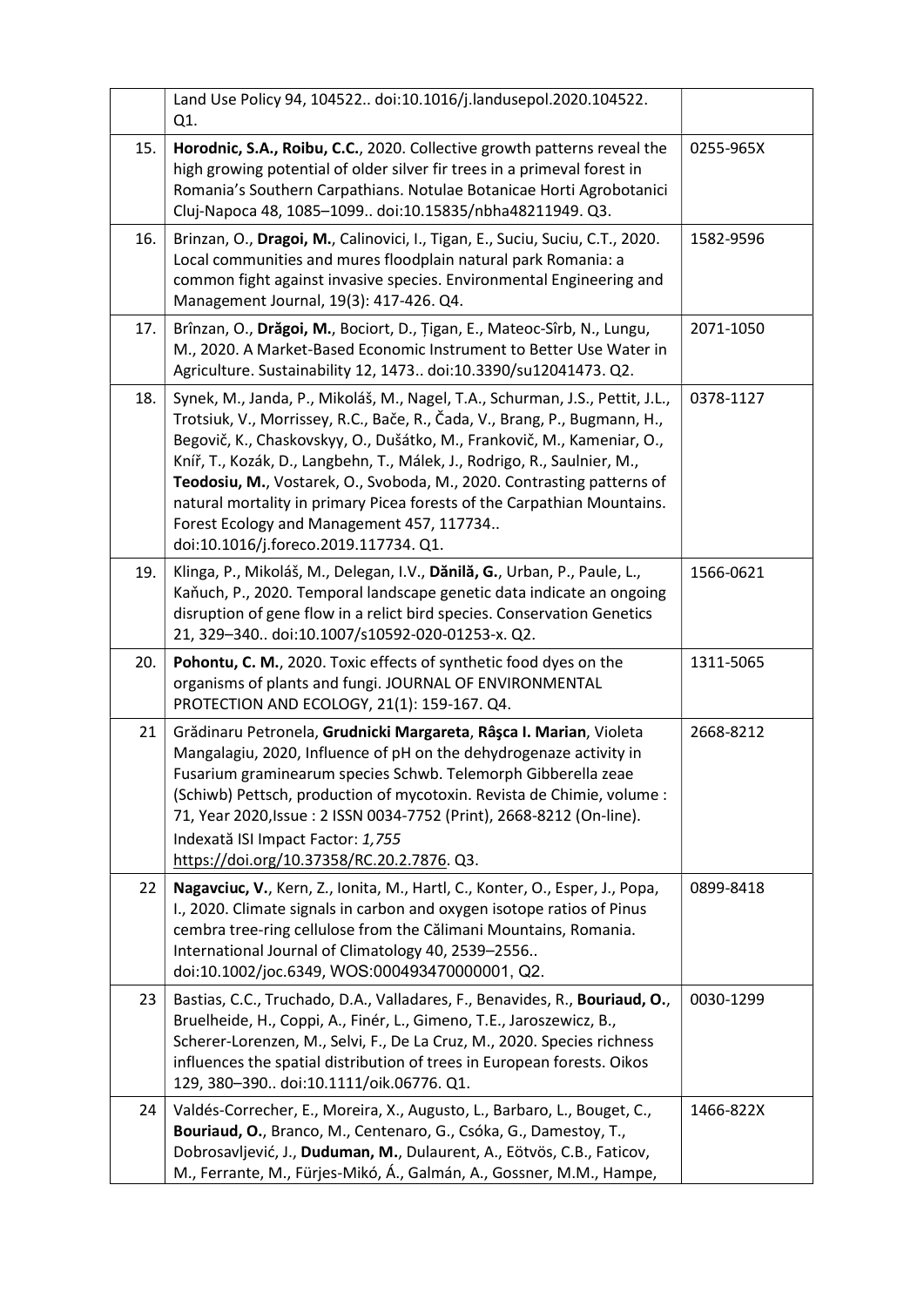|  |  |  |
|---|---|---|
|  | Land Use Policy 94, 104522.. doi:10.1016/j.landusepol.2020.104522. Q1. |  |
| 15. | **Horodnic, S.A., Roibu, C.C.**, 2020. Collective growth patterns reveal the high growing potential of older silver fir trees in a primeval forest in Romania's Southern Carpathians. Notulae Botanicae Horti Agrobotanici Cluj-Napoca 48, 1085–1099.. doi:10.15835/nbha48211949. Q3. | 0255-965X |
| 16. | Brinzan, O., **Dragoi, M.**, Calinovici, I., Tigan, E., Suciu, Suciu, C.T., 2020. Local communities and mures floodplain natural park Romania: a common fight against invasive species. Environmental Engineering and Management Journal, 19(3): 417-426. Q4. | 1582-9596 |
| 17. | Brînzan, O., **Drăgoi, M.**, Bociort, D., Țigan, E., Mateoc-Sîrb, N., Lungu, M., 2020. A Market-Based Economic Instrument to Better Use Water in Agriculture. Sustainability 12, 1473.. doi:10.3390/su12041473. Q2. | 2071-1050 |
| 18. | Synek, M., Janda, P., Mikoláš, M., Nagel, T.A., Schurman, J.S., Pettit, J.L., Trotsiuk, V., Morrissey, R.C., Bače, R., Čada, V., Brang, P., Bugmann, H., Begovič, K., Chaskovskyy, O., Dušátko, M., Frankovič, M., Kameniar, O., Kníř, T., Kozák, D., Langbehn, T., Málek, J., Rodrigo, R., Saulnier, M., **Teodosiu, M.**, Vostarek, O., Svoboda, M., 2020. Contrasting patterns of natural mortality in primary Picea forests of the Carpathian Mountains. Forest Ecology and Management 457, 117734.. doi:10.1016/j.foreco.2019.117734. Q1. | 0378-1127 |
| 19. | Klinga, P., Mikoláš, M., Delegan, I.V., **Dănilă, G.**, Urban, P., Paule, L., Kaňuch, P., 2020. Temporal landscape genetic data indicate an ongoing disruption of gene flow in a relict bird species. Conservation Genetics 21, 329–340.. doi:10.1007/s10592-020-01253-x. Q2. | 1566-0621 |
| 20. | **Pohontu, C. M.**, 2020. Toxic effects of synthetic food dyes on the organisms of plants and fungi. JOURNAL OF ENVIRONMENTAL PROTECTION AND ECOLOGY, 21(1): 159-167. Q4. | 1311-5065 |
| 21 | Grădinaru Petronela, **Grudnicki Margareta**, **Râșca I. Marian**, Violeta Mangalagiu, 2020, Influence of pH on the dehydrogenaze activity in Fusarium graminearum species Schwb. Telemorph Gibberella zeae (Schiwb) Pettsch, production of mycotoxin. Revista de Chimie, volume : 71, Year 2020,Issue : 2 ISSN 0034-7752 (Print), 2668-8212 (On-line). Indexată ISI Impact Factor: *1,755* https://doi.org/10.37358/RC.20.2.7876. Q3. | 2668-8212 |
| 22 | **Nagavciuc, V.**, Kern, Z., Ionita, M., Hartl, C., Konter, O., Esper, J., Popa, I., 2020. Climate signals in carbon and oxygen isotope ratios of Pinus cembra tree-ring cellulose from the Călimani Mountains, Romania. International Journal of Climatology 40, 2539–2556.. doi:10.1002/joc.6349, WOS:000493470000001, Q2. | 0899-8418 |
| 23 | Bastias, C.C., Truchado, D.A., Valladares, F., Benavides, R., **Bouriaud, O.**, Bruelheide, H., Coppi, A., Finér, L., Gimeno, T.E., Jaroszewicz, B., Scherer-Lorenzen, M., Selvi, F., De La Cruz, M., 2020. Species richness influences the spatial distribution of trees in European forests. Oikos 129, 380–390.. doi:10.1111/oik.06776. Q1. | 0030-1299 |
| 24 | Valdés-Correcher, E., Moreira, X., Augusto, L., Barbaro, L., Bouget, C., **Bouriaud, O.**, Branco, M., Centenaro, G., Csóka, G., Damestoy, T., Dobrosavljević, J., **Duduman, M.**, Dulaurent, A., Eötvös, C.B., Faticov, M., Ferrante, M., Fürjes-Mikó, Á., Galmán, A., Gossner, M.M., Hampe, | 1466-822X |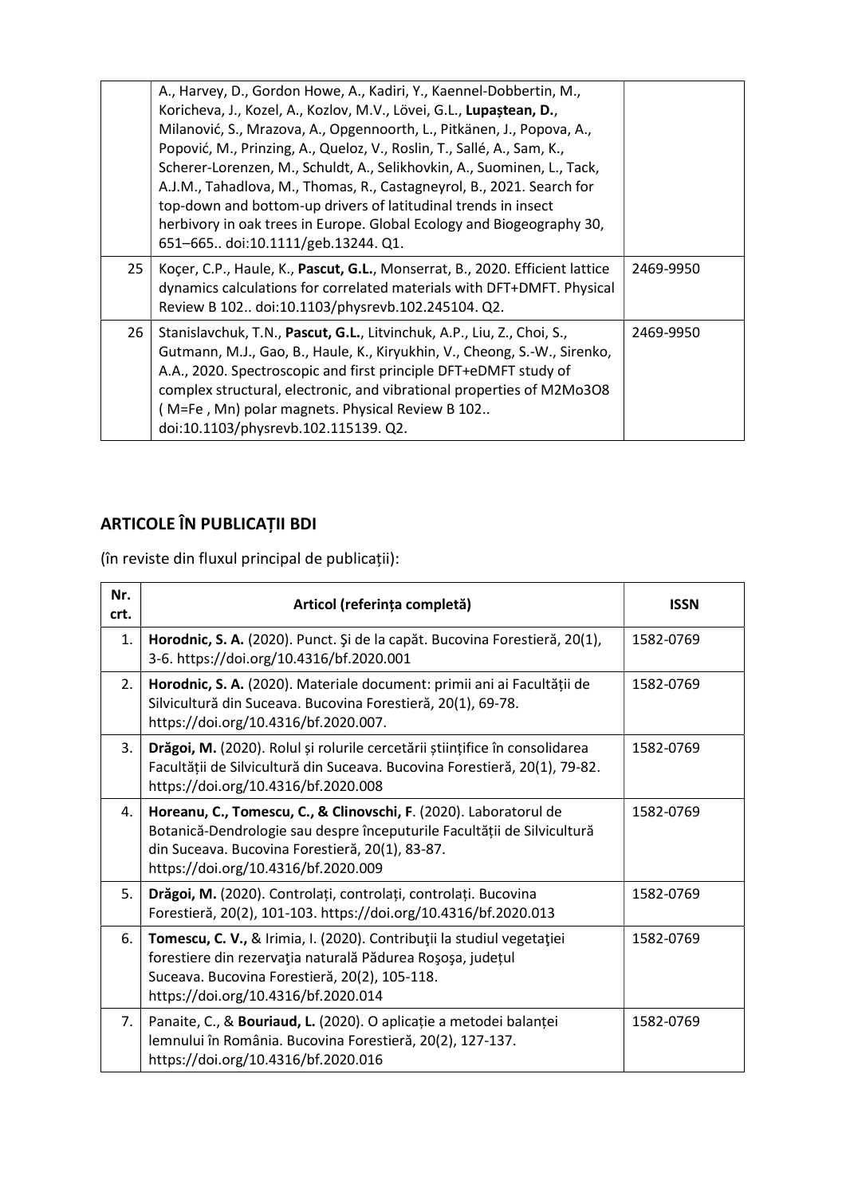| | | |
|---|---|---|
| | A., Harvey, D., Gordon Howe, A., Kadiri, Y., Kaennel-Dobbertin, M., Koricheva, J., Kozel, A., Kozlov, M.V., Lövei, G.L., **Lupaștean, D.**, Milanović, S., Mrazova, A., Opgennoorth, L., Pitkänen, J., Popova, A., Popović, M., Prinzing, A., Queloz, V., Roslin, T., Sallé, A., Sam, K., Scherer-Lorenzen, M., Schuldt, A., Selikhovkin, A., Suominen, L., Tack, A.J.M., Tahadlova, M., Thomas, R., Castagneyrol, B., 2021. Search for top-down and bottom-up drivers of latitudinal trends in insect herbivory in oak trees in Europe. Global Ecology and Biogeography 30, 651–665.. doi:10.1111/geb.13244. Q1. | |
| 25 | Koçer, C.P., Haule, K., **Pascut, G.L.**, Monserrat, B., 2020. Efficient lattice dynamics calculations for correlated materials with DFT+DMFT. Physical Review B 102.. doi:10.1103/physrevb.102.245104. Q2. | 2469-9950 |
| 26 | Stanislavchuk, T.N., **Pascut, G.L.**, Litvinchuk, A.P., Liu, Z., Choi, S., Gutmann, M.J., Gao, B., Haule, K., Kiryukhin, V., Cheong, S.-W., Sirenko, A.A., 2020. Spectroscopic and first principle DFT+eDMFT study of complex structural, electronic, and vibrational properties of M2Mo3O8 ( M=Fe , Mn) polar magnets. Physical Review B 102.. doi:10.1103/physrevb.102.115139. Q2. | 2469-9950 |

## ARTICOLE ÎN PUBLICAȚII BDI

(în reviste din fluxul principal de publicații):

| Nr. crt. | Articol (referința completă) | ISSN |
|---|---|---|
| 1. | **Horodnic, S. A.** (2020). Punct. Şi de la capăt. Bucovina Forestieră, 20(1), 3-6. https://doi.org/10.4316/bf.2020.001 | 1582-0769 |
| 2. | **Horodnic, S. A.** (2020). Materiale document: primii ani ai Facultății de Silvicultură din Suceava. Bucovina Forestieră, 20(1), 69-78. https://doi.org/10.4316/bf.2020.007. | 1582-0769 |
| 3. | **Drăgoi, M.** (2020). Rolul și rolurile cercetării științifice în consolidarea Facultății de Silvicultură din Suceava. Bucovina Forestieră, 20(1), 79-82. https://doi.org/10.4316/bf.2020.008 | 1582-0769 |
| 4. | **Horeanu, C., Tomescu, C., & Clinovschi, F**. (2020). Laboratorul de Botanică-Dendrologie sau despre începuturile Facultății de Silvicultură din Suceava. Bucovina Forestieră, 20(1), 83-87. https://doi.org/10.4316/bf.2020.009 | 1582-0769 |
| 5. | **Drăgoi, M.** (2020). Controlați, controlați, controlați. Bucovina Forestieră, 20(2), 101-103. https://doi.org/10.4316/bf.2020.013 | 1582-0769 |
| 6. | **Tomescu, C. V.,** & Irimia, I. (2020). Contribuţii la studiul vegetaţiei forestiere din rezervaţia naturală Pădurea Roşoşa, județul Suceava. Bucovina Forestieră, 20(2), 105-118. https://doi.org/10.4316/bf.2020.014 | 1582-0769 |
| 7. | Panaite, C., & **Bouriaud, L.** (2020). O aplicație a metodei balanței lemnului în România. Bucovina Forestieră, 20(2), 127-137. https://doi.org/10.4316/bf.2020.016 | 1582-0769 |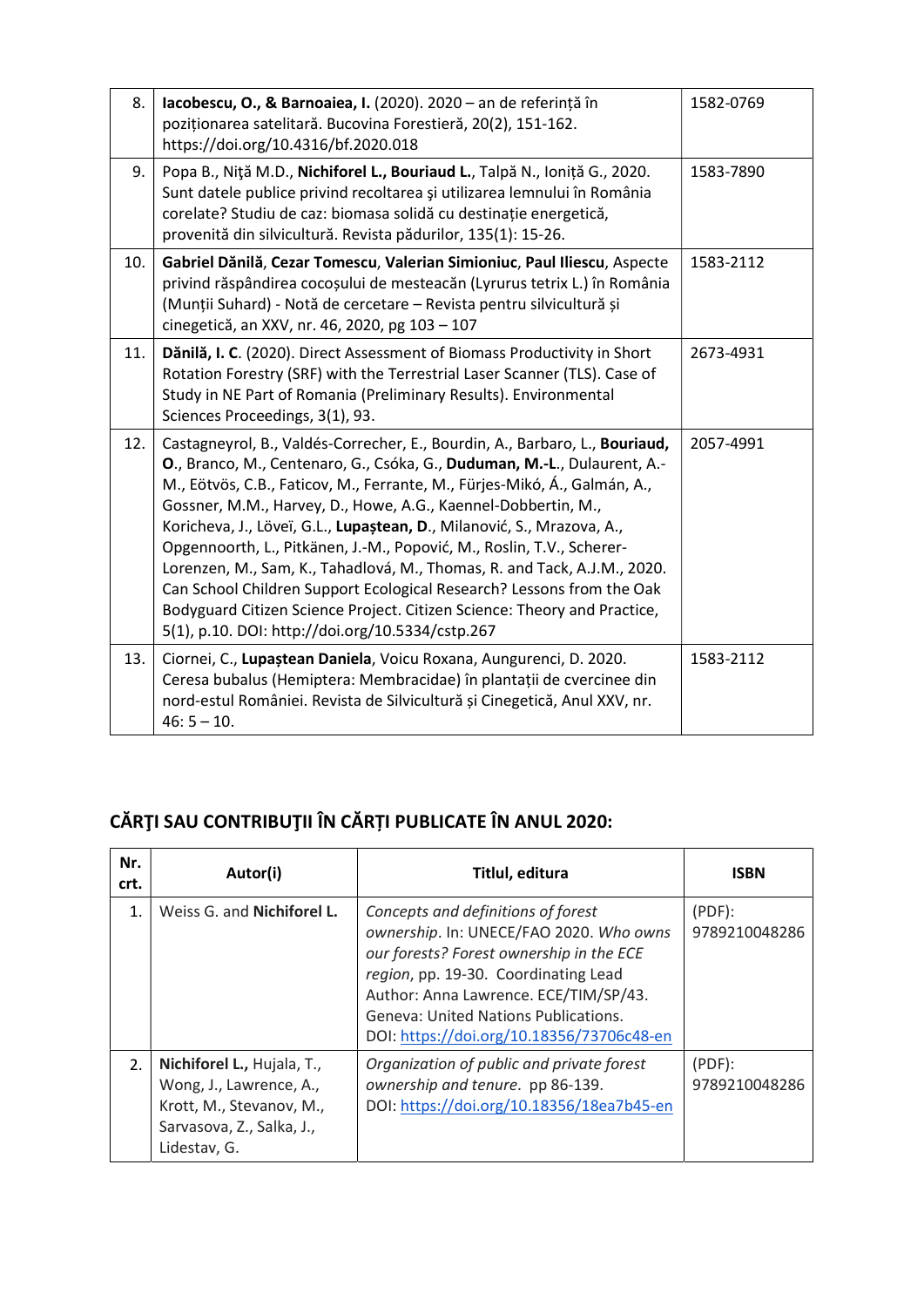| | | |
|---|---|---|
| 8. | **Iacobescu, O., & Barnoaiea, I.** (2020). 2020 – an de referință în poziționarea satelitară. Bucovina Forestieră, 20(2), 151-162. https://doi.org/10.4316/bf.2020.018 | 1582-0769 |
| 9. | Popa B., Niţă M.D., **Nichiforel L., Bouriaud L.**, Talpă N., Ioniță G., 2020. Sunt datele publice privind recoltarea şi utilizarea lemnului în România corelate? Studiu de caz: biomasa solidă cu destinație energetică, provenită din silvicultură. Revista pădurilor, 135(1): 15-26. | 1583-7890 |
| 10. | **Gabriel Dănilă**, **Cezar Tomescu**, **Valerian Simioniuc**, **Paul Iliescu**, Aspecte privind răspândirea cocoșului de mesteacăn (Lyrurus tetrix L.) în România (Munții Suhard) - Notă de cercetare – Revista pentru silvicultură și cinegetică, an XXV, nr. 46, 2020, pg 103 – 107 | 1583-2112 |
| 11. | **Dănilă, I. C**. (2020). Direct Assessment of Biomass Productivity in Short Rotation Forestry (SRF) with the Terrestrial Laser Scanner (TLS). Case of Study in NE Part of Romania (Preliminary Results). Environmental Sciences Proceedings, 3(1), 93. | 2673-4931 |
| 12. | Castagneyrol, B., Valdés-Correcher, E., Bourdin, A., Barbaro, L., **Bouriaud, O**., Branco, M., Centenaro, G., Csóka, G., **Duduman, M.-L**., Dulaurent, A.-M., Eötvös, C.B., Faticov, M., Ferrante, M., Fürjes-Mikó, Á., Galmán, A., Gossner, M.M., Harvey, D., Howe, A.G., Kaennel-Dobbertin, M., Koricheva, J., Löveï, G.L., **Lupaștean, D**., Milanović, S., Mrazova, A., Opgennoorth, L., Pitkänen, J.-M., Popović, M., Roslin, T.V., Scherer-Lorenzen, M., Sam, K., Tahadlová, M., Thomas, R. and Tack, A.J.M., 2020. Can School Children Support Ecological Research? Lessons from the Oak Bodyguard Citizen Science Project. Citizen Science: Theory and Practice, 5(1), p.10. DOI: http://doi.org/10.5334/cstp.267 | 2057-4991 |
| 13. | Ciornei, C., **Lupaștean Daniela**, Voicu Roxana, Aungurenci, D. 2020. Ceresa bubalus (Hemiptera: Membracidae) în plantații de cvercinee din nord-estul României. Revista de Silvicultură și Cinegetică, Anul XXV, nr. 46: 5 – 10. | 1583-2112 |

## CĂRŢI SAU CONTRIBUŢII ÎN CĂRȚI PUBLICATE ÎN ANUL 2020:

| Nr. crt. | Autor(i) | Titlul, editura | ISBN |
|---|---|---|---|
| 1. | Weiss G. and **Nichiforel L.** | *Concepts and definitions of forest ownership*. In: UNECE/FAO 2020. *Who owns our forests? Forest ownership in the ECE region*, pp. 19-30. Coordinating Lead Author: Anna Lawrence. ECE/TIM/SP/43. Geneva: United Nations Publications. DOI: https://doi.org/10.18356/73706c48-en | (PDF): 9789210048286 |
| 2. | **Nichiforel L.,** Hujala, T., Wong, J., Lawrence, A., Krott, M., Stevanov, M., Sarvasova, Z., Salka, J., Lidestav, G. | *Organization of public and private forest ownership and tenure*. pp 86-139. DOI: https://doi.org/10.18356/18ea7b45-en | (PDF): 9789210048286 |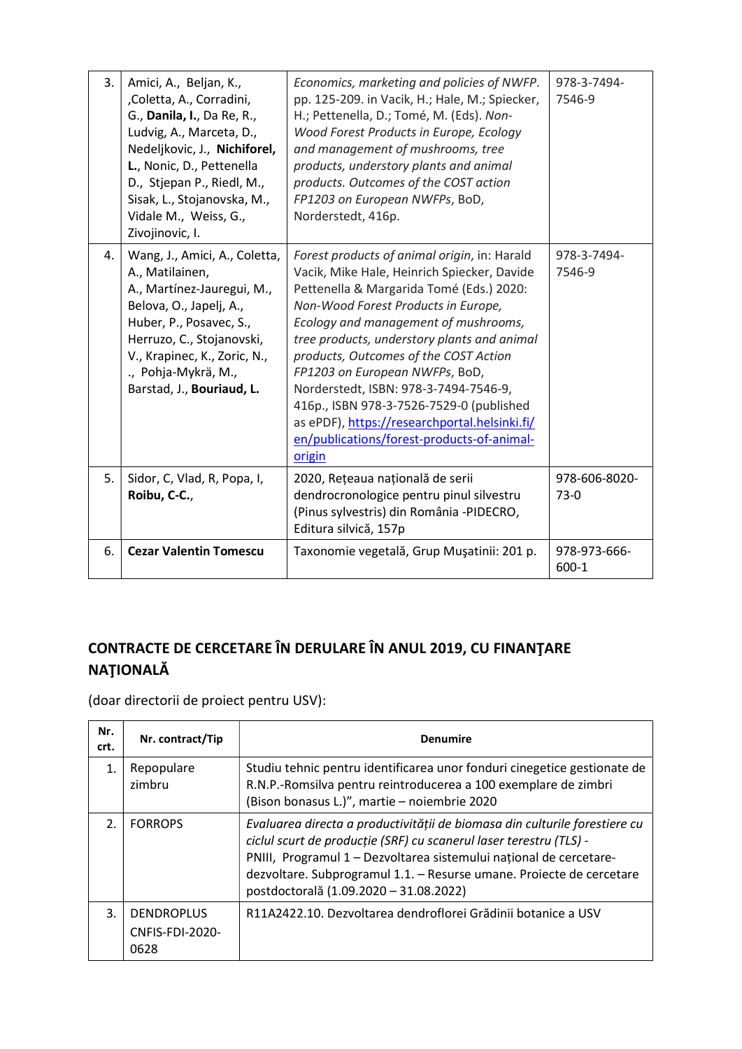| | | | |
|---|---|---|---|
| 3. | Amici, A., Beljan, K., ,Coletta, A., Corradini, G., **Danila, I.**, Da Re, R., Ludvig, A., Marceta, D., Nedeljkovic, J., **Nichiforel, L.**, Nonic, D., Pettenella D., Stjepan P., Riedl, M., Sisak, L., Stojanovska, M., Vidale M., Weiss, G., Zivojinovic, I. | *Economics, marketing and policies of NWFP*. pp. 125-209. in Vacik, H.; Hale, M.; Spiecker, H.; Pettenella, D.; Tomé, M. (Eds). *Non-Wood Forest Products in Europe, Ecology and management of mushrooms, tree products, understory plants and animal products. Outcomes of the COST action FP1203 on European NWFPs*, BoD, Norderstedt, 416p. | 978-3-7494-7546-9 |
| 4. | Wang, J., Amici, A., Coletta, A., Matilainen, A., Martínez-Jauregui, M., Belova, O., Japelj, A., Huber, P., Posavec, S., Herruzo, C., Stojanovski, V., Krapinec, K., Zoric, N., ., Pohja-Mykrä, M., Barstad, J., **Bouriaud, L.** | *Forest products of animal origin*, in: Harald Vacik, Mike Hale, Heinrich Spiecker, Davide Pettenella & Margarida Tomé (Eds.) 2020: *Non-Wood Forest Products in Europe, Ecology and management of mushrooms, tree products, understory plants and animal products, Outcomes of the COST Action FP1203 on European NWFPs*, BoD, Norderstedt, ISBN: 978-3-7494-7546-9, 416p., ISBN 978-3-7526-7529-0 (published as ePDF), https://researchportal.helsinki.fi/en/publications/forest-products-of-animal-origin | 978-3-7494-7546-9 |
| 5. | Sidor, C, Vlad, R, Popa, I, **Roibu, C-C.**, | 2020, Rețeaua națională de serii dendrocronologice pentru pinul silvestru (Pinus sylvestris) din România -PIDECRO, Editura silvică, 157p | 978-606-8020-73-0 |
| 6. | **Cezar Valentin Tomescu** | Taxonomie vegetală, Grup Mușatinii: 201 p. | 978-973-666-600-1 |

## CONTRACTE DE CERCETARE ÎN DERULARE ÎN ANUL 2019, CU FINANŢARE NAŢIONALĂ

(doar directorii de proiect pentru USV):

| Nr. crt. | Nr. contract/Tip | Denumire |
|---|---|---|
| 1. | Repopulare zimbru | Studiu tehnic pentru identificarea unor fonduri cinegetice gestionate de R.N.P.-Romsilva pentru reintroducerea a 100 exemplare de zimbri (Bison bonasus L.)", martie – noiembrie 2020 |
| 2. | FORROPS | *Evaluarea directa a productivității de biomasa din culturile forestiere cu ciclul scurt de producție (SRF) cu scanerul laser terestru (TLS) -* PNIII, Programul 1 – Dezvoltarea sistemului național de cercetare-dezvoltare. Subprogramul 1.1. – Resurse umane. Proiecte de cercetare postdoctorală (1.09.2020 – 31.08.2022) |
| 3. | DENDROPLUS CNFIS-FDI-2020-0628 | R11A2422.10. Dezvoltarea dendroflorei Grădinii botanice a USV |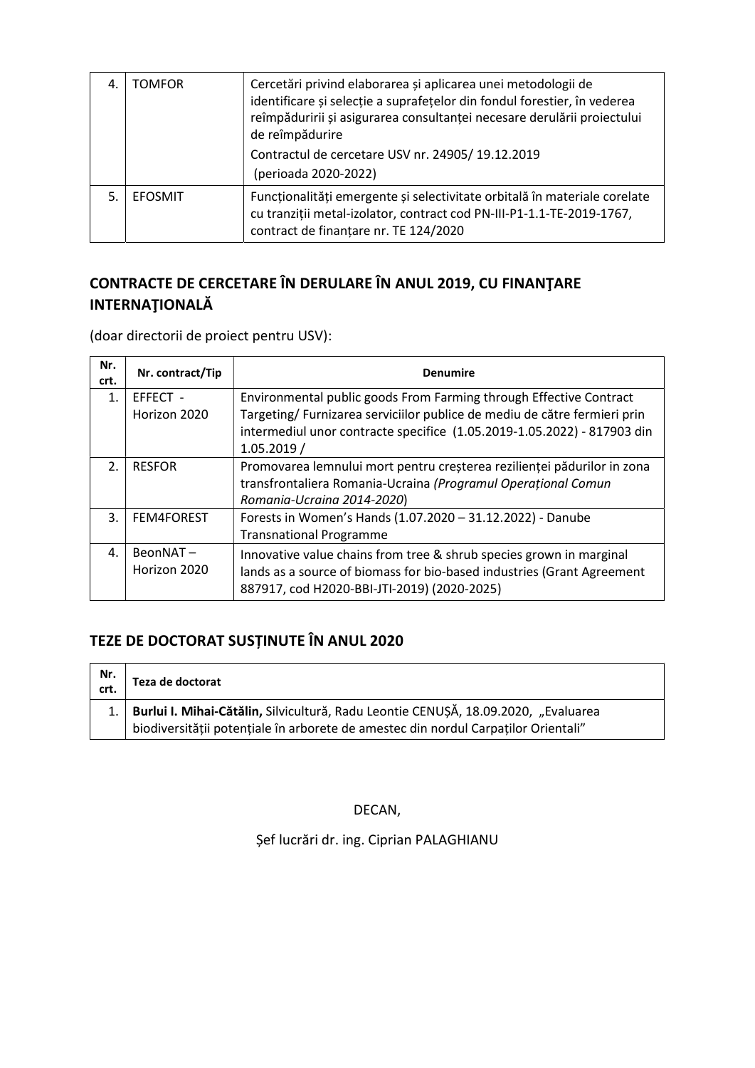| | | |
|---|---|---|
| 4. | TOMFOR | Cercetări privind elaborarea și aplicarea unei metodologii de identificare și selecție a suprafețelor din fondul forestier, în vederea reîmpăduririi și asigurarea consultanței necesare derulării proiectului de reîmpădurire<br>Contractul de cercetare USV nr. 24905/ 19.12.2019<br>(perioada 2020-2022) |
| 5. | EFOSMIT | Funcționalități emergente și selectivitate orbitală în materiale corelate cu tranziții metal-izolator, contract cod PN-III-P1-1.1-TE-2019-1767, contract de finanțare nr. TE 124/2020 |

## CONTRACTE DE CERCETARE ÎN DERULARE ÎN ANUL 2019, CU FINANŢARE INTERNAŢIONALĂ

(doar directorii de proiect pentru USV):

| Nr. crt. | Nr. contract/Tip | Denumire |
|---|---|---|
| 1. | EFFECT - Horizon 2020 | Environmental public goods From Farming through Effective Contract Targeting/ Furnizarea serviciilor publice de mediu de către fermieri prin intermediul unor contracte specifice (1.05.2019-1.05.2022) - 817903 din 1.05.2019 / |
| 2. | RESFOR | Promovarea lemnului mort pentru creșterea rezilienței pădurilor in zona transfrontaliera Romania-Ucraina *(Programul Operațional Comun Romania-Ucraina 2014-2020*) |
| 3. | FEM4FOREST | Forests in Women's Hands (1.07.2020 – 31.12.2022) - Danube Transnational Programme |
| 4. | BeonNAT – Horizon 2020 | Innovative value chains from tree & shrub species grown in marginal lands as a source of biomass for bio-based industries (Grant Agreement 887917, cod H2020-BBI-JTI-2019) (2020-2025) |

## TEZE DE DOCTORAT SUSȚINUTE ÎN ANUL 2020

| Nr. crt. | Teza de doctorat |
|---|---|
| 1. | **Burlui I. Mihai-Cătălin,** Silvicultură, Radu Leontie CENUȘĂ, 18.09.2020, „Evaluarea biodiversității potențiale în arborete de amestec din nordul Carpaților Orientali" |

DECAN,

Șef lucrări dr. ing. Ciprian PALAGHIANU